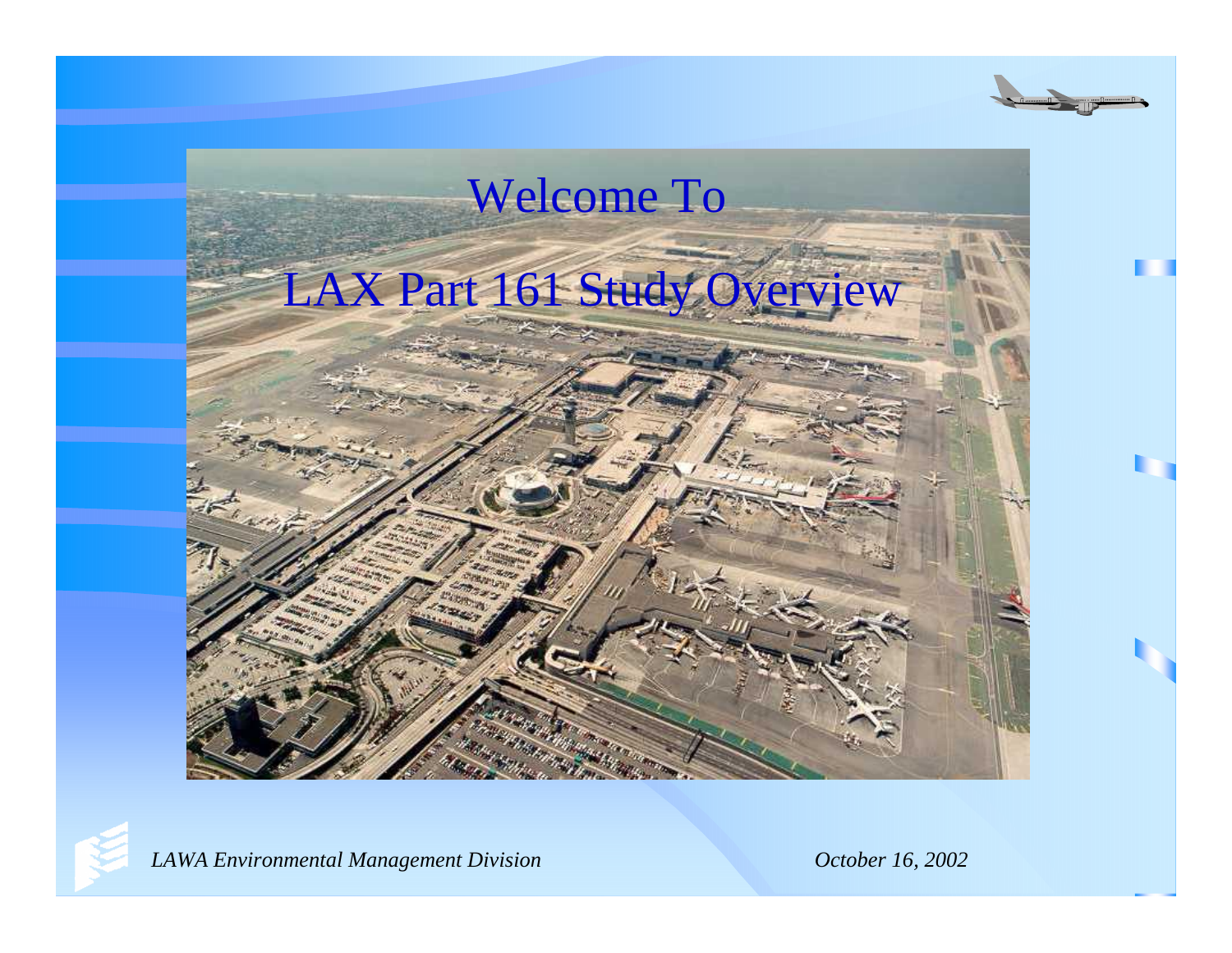# Welcome To

# LAX Part 161 Study Overview

*LAWA Environmental Management Division*

*October 16, 2002*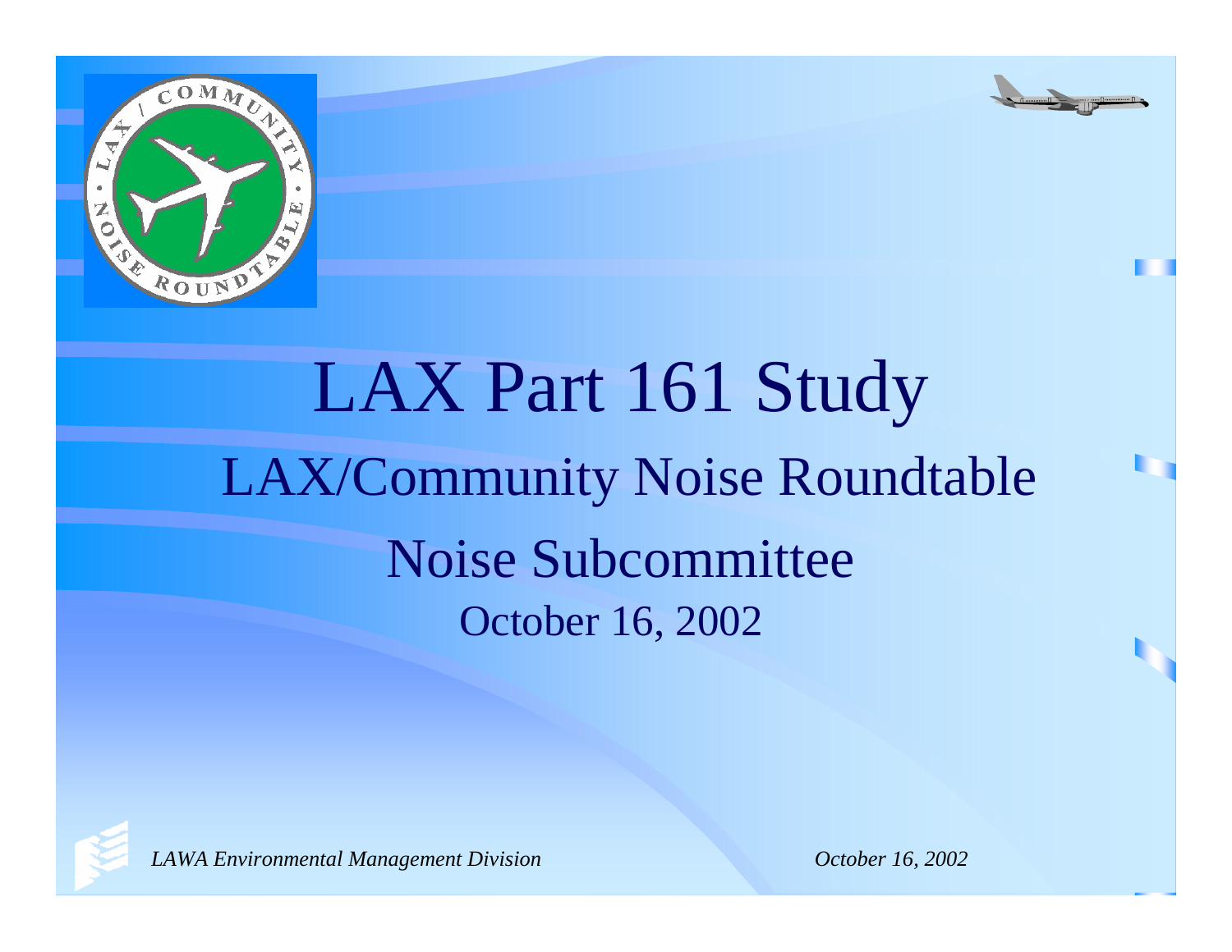# LAX Part 161 Study

## LAX/Community Noise Roundtable

## Noise Subcommittee

October 16, 2002

*LAWA Environmental Management Division*

*October 16, 2002*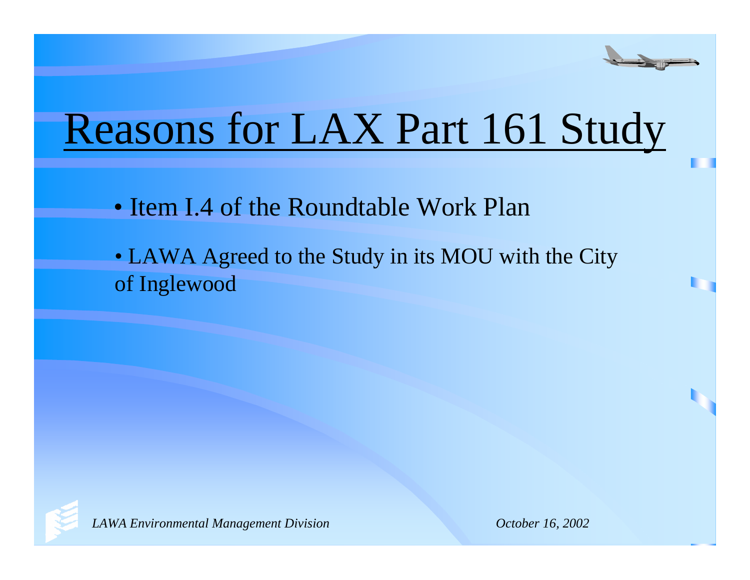# Reasons for LAX Part 161 Study

- Item I.4 of the Roundtable Work Plan
- LAWA Agreed to the Study in its MOU with the City of Inglewood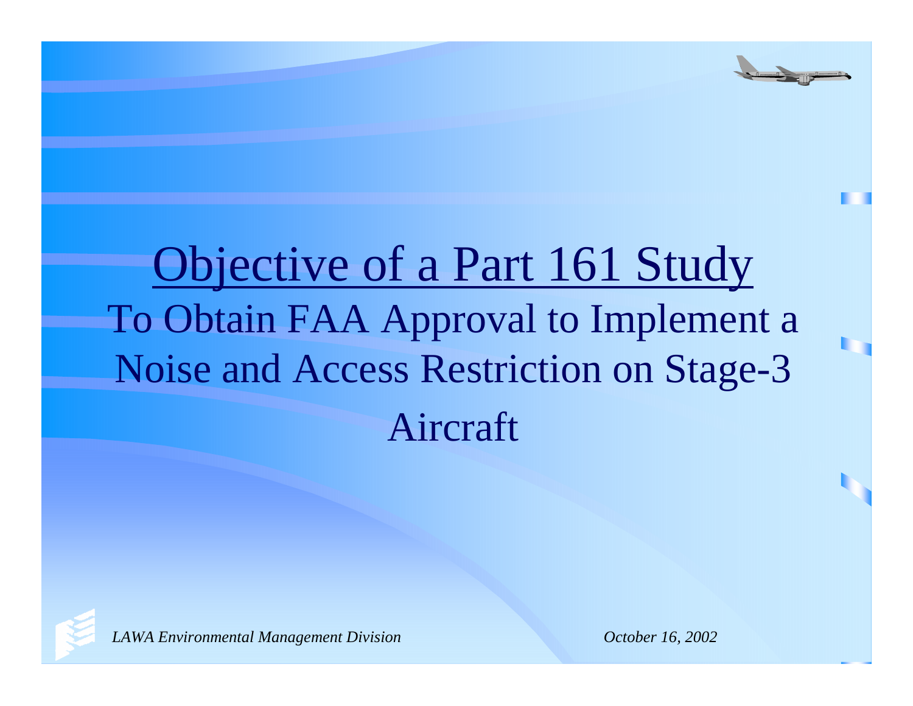# Objective of a Part 161 Study

To Obtain FAA Approval to Implement a Noise and Access Restriction on Stage-3 Aircraft

*LAWA Environmental Management Division* *October 16, 2002*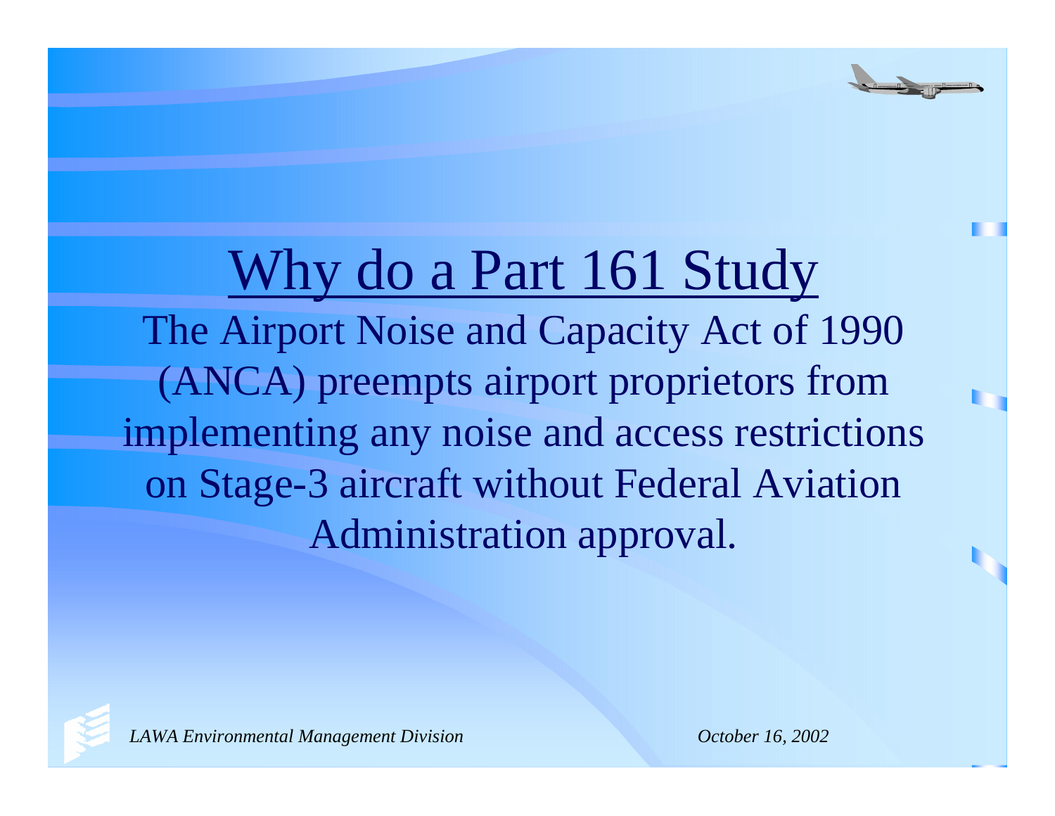# Why do a Part 161 Study

The Airport Noise and Capacity Act of 1990 (ANCA) preempts airport proprietors from implementing any noise and access restrictions on Stage-3 aircraft without Federal Aviation Administration approval.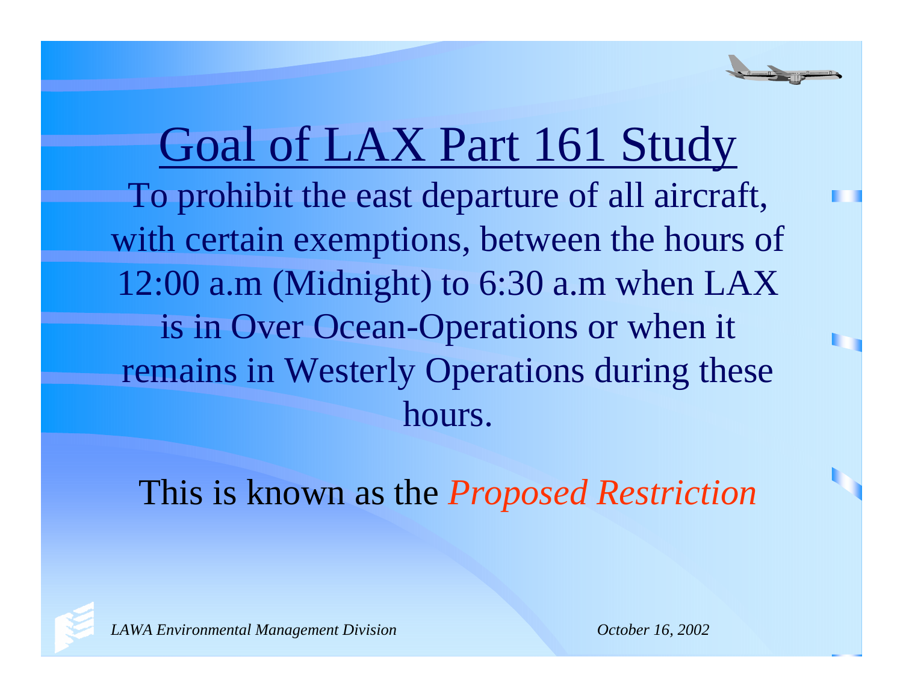# Goal of LAX Part 161 Study

To prohibit the east departure of all aircraft, with certain exemptions, between the hours of 12:00 a.m (Midnight) to 6:30 a.m when LAX is in Over Ocean-Operations or when it remains in Westerly Operations during these hours.

This is known as the *Proposed Restriction*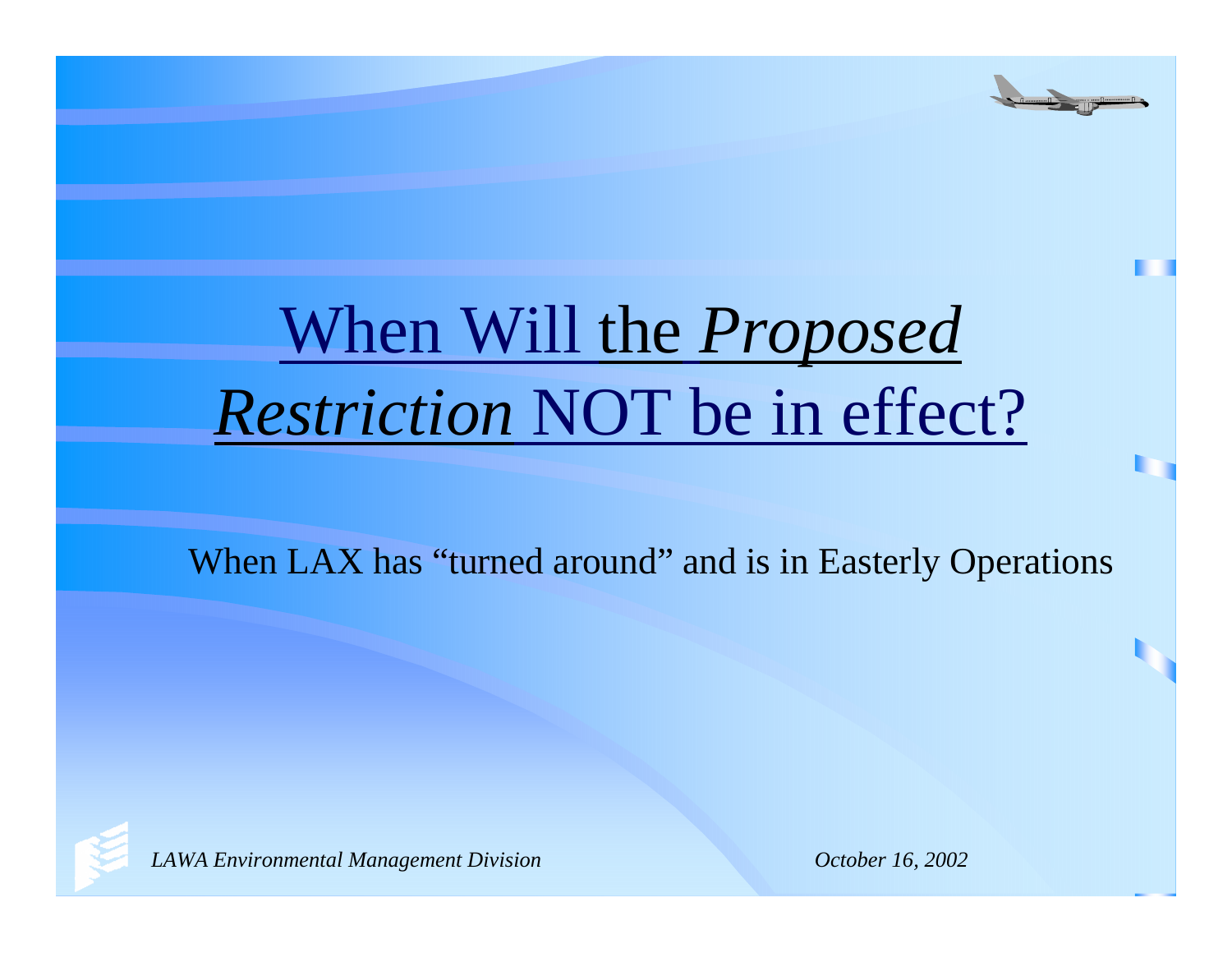# When Will the *Proposed Restriction* NOT be in effect?

When LAX has "turned around" and is in Easterly Operations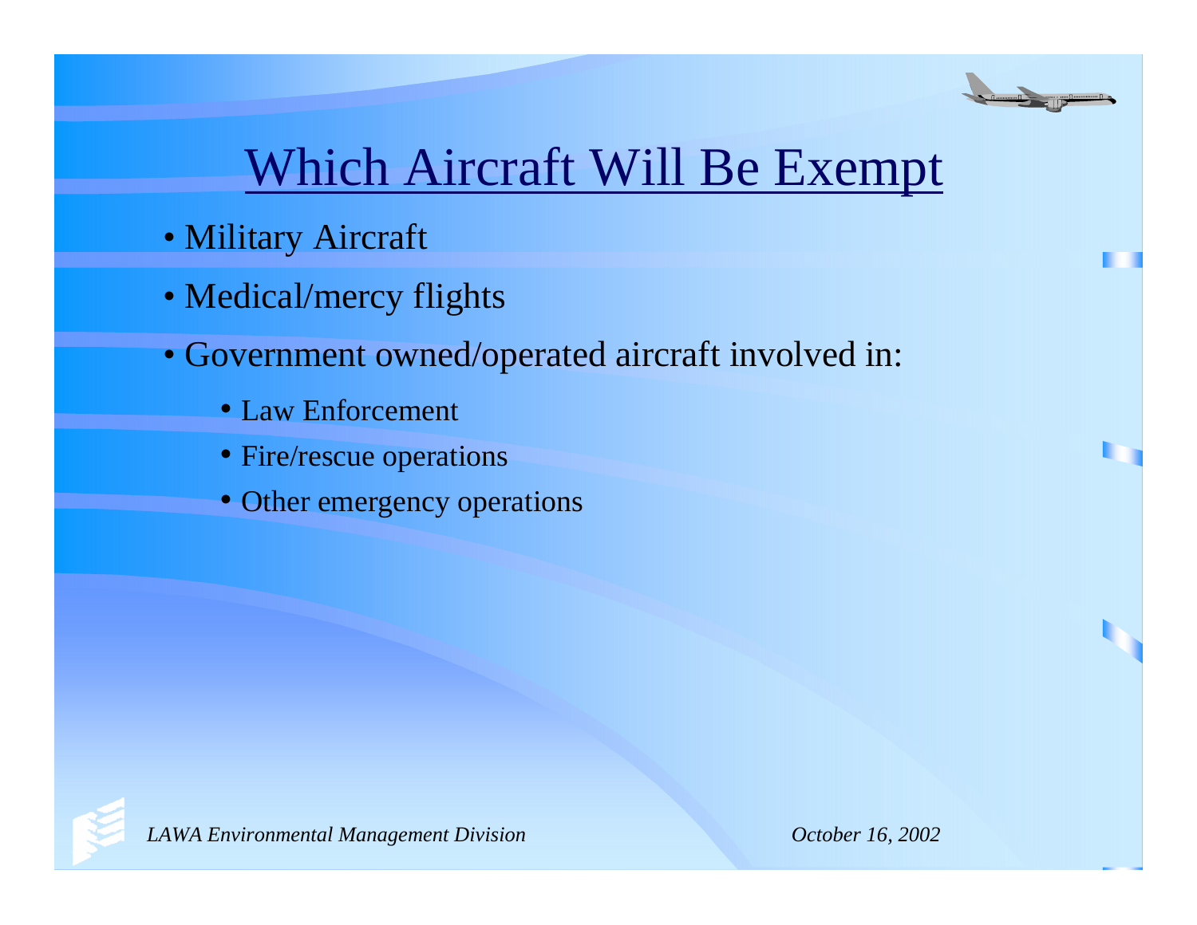# Which Aircraft Will Be Exempt

- Military Aircraft
- Medical/mercy flights
- Government owned/operated aircraft involved in:
  - Law Enforcement
  - Fire/rescue operations
  - Other emergency operations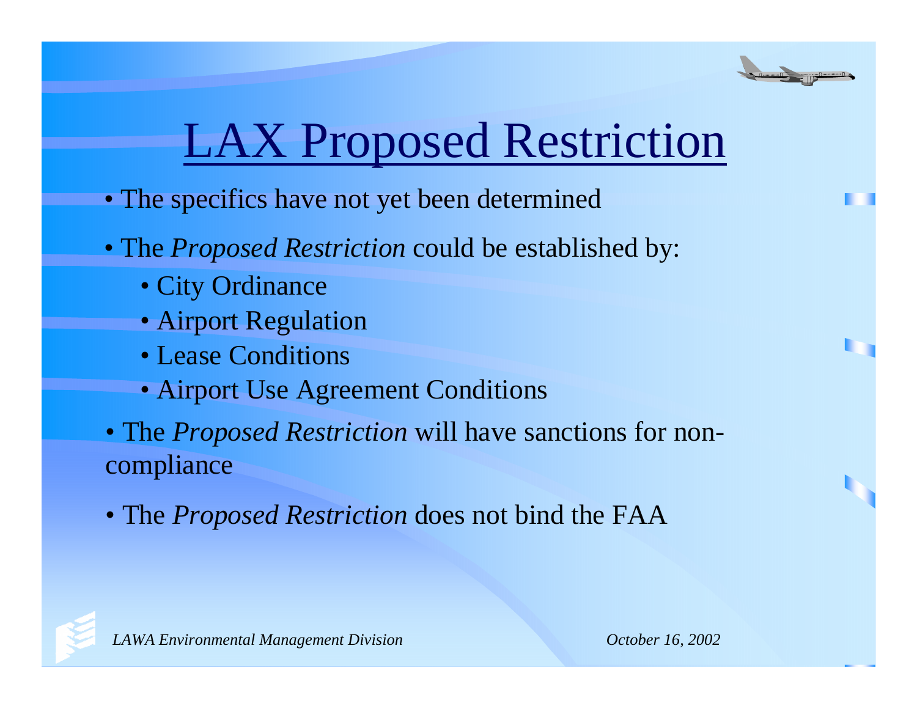# LAX Proposed Restriction

- The specifics have not yet been determined
- The *Proposed Restriction* could be established by:
  - City Ordinance
  - Airport Regulation
  - Lease Conditions
  - Airport Use Agreement Conditions
- The *Proposed Restriction* will have sanctions for non-compliance
- The *Proposed Restriction* does not bind the FAA

*LAWA Environmental Management Division* *October 16, 2002*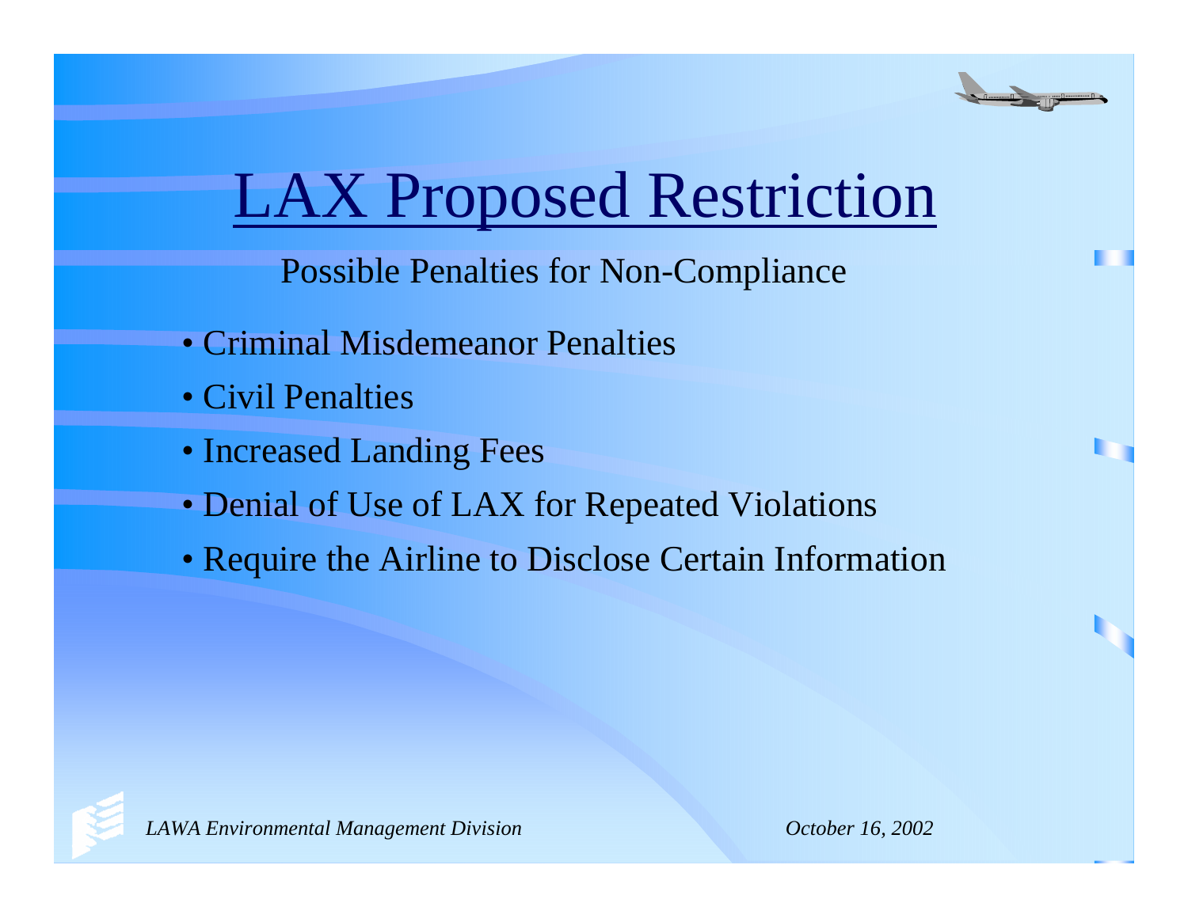# LAX Proposed Restriction

Possible Penalties for Non-Compliance

- Criminal Misdemeanor Penalties
- Civil Penalties
- Increased Landing Fees
- Denial of Use of LAX for Repeated Violations
- Require the Airline to Disclose Certain Information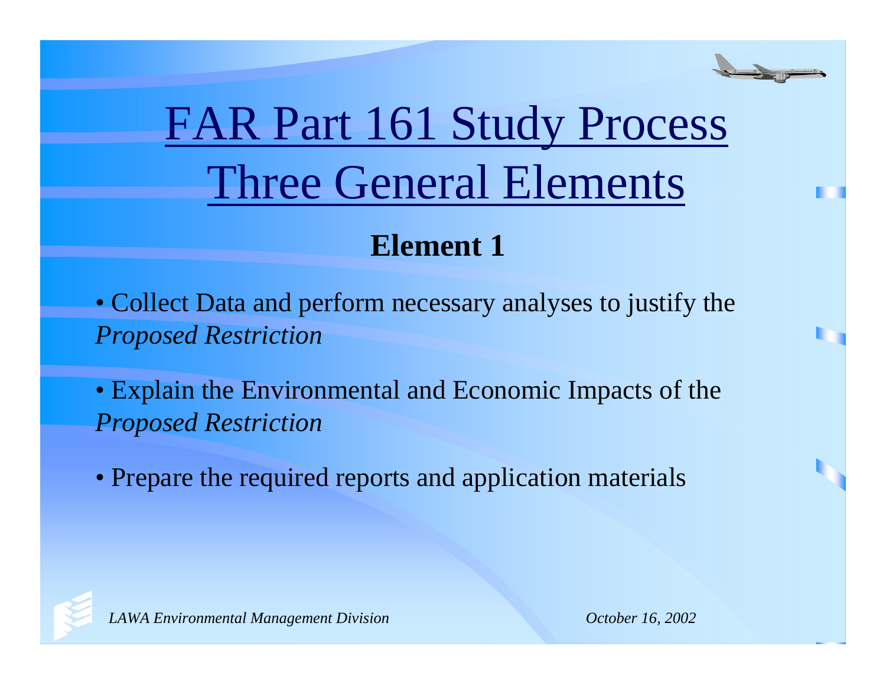# FAR Part 161 Study Process Three General Elements

## Element 1

- Collect Data and perform necessary analyses to justify the *Proposed Restriction*
- Explain the Environmental and Economic Impacts of the *Proposed Restriction*
- Prepare the required reports and application materials

*LAWA Environmental Management Division* *October 16, 2002*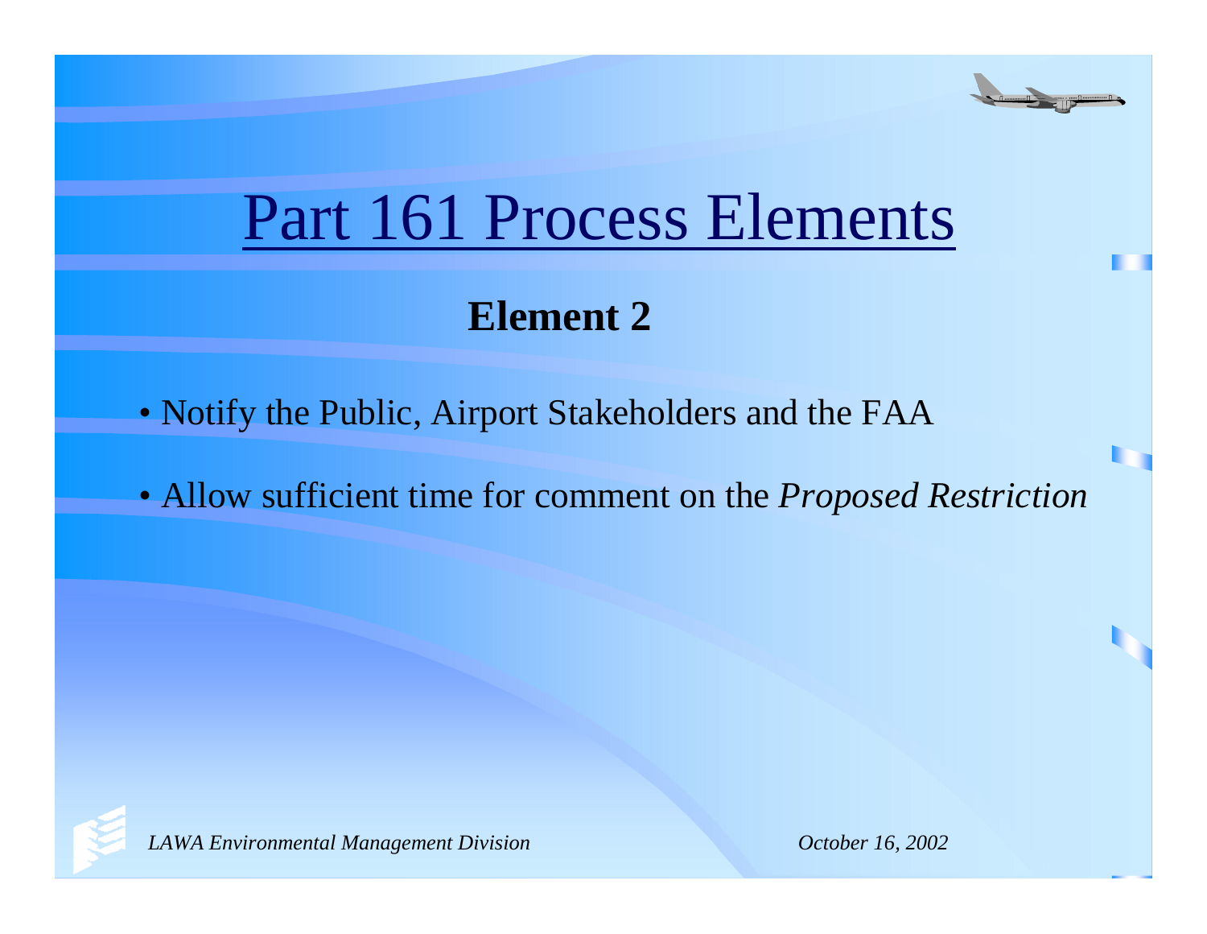# Part 161 Process Elements

## Element 2

- Notify the Public, Airport Stakeholders and the FAA
- Allow sufficient time for comment on the *Proposed Restriction*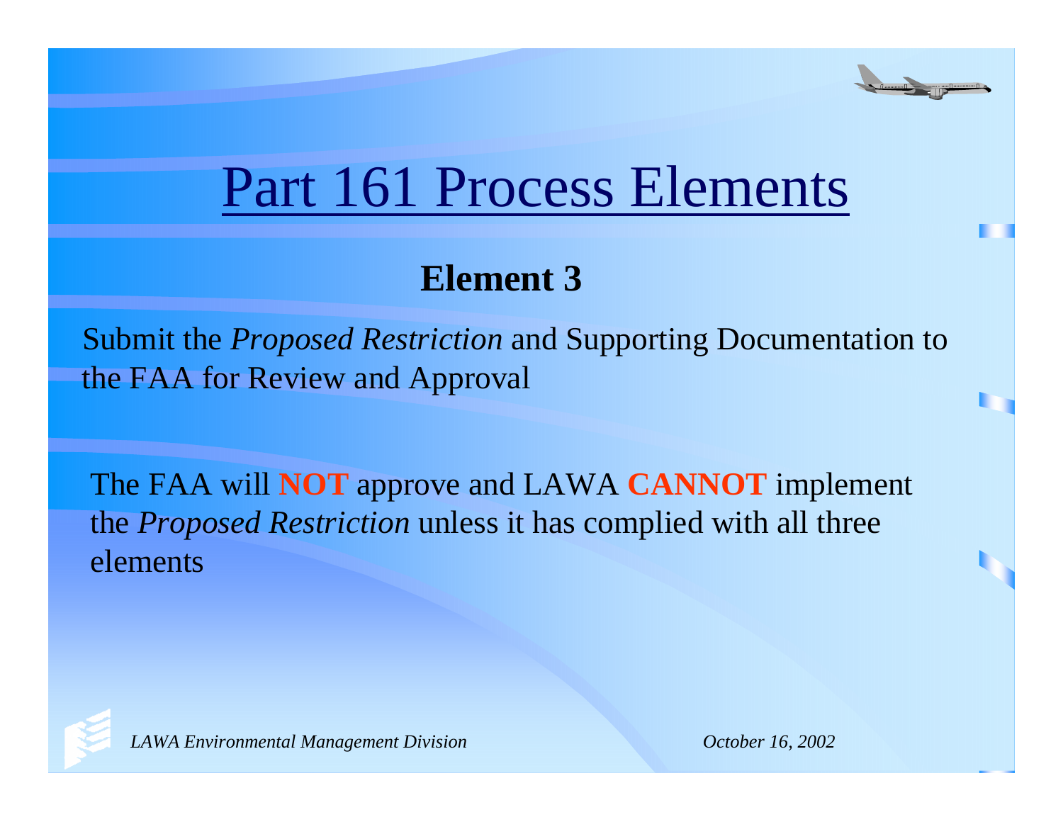# Part 161 Process Elements

## Element 3

Submit the *Proposed Restriction* and Supporting Documentation to the FAA for Review and Approval

The FAA will **NOT** approve and LAWA **CANNOT** implement the *Proposed Restriction* unless it has complied with all three elements

*LAWA Environmental Management Division*

*October 16, 2002*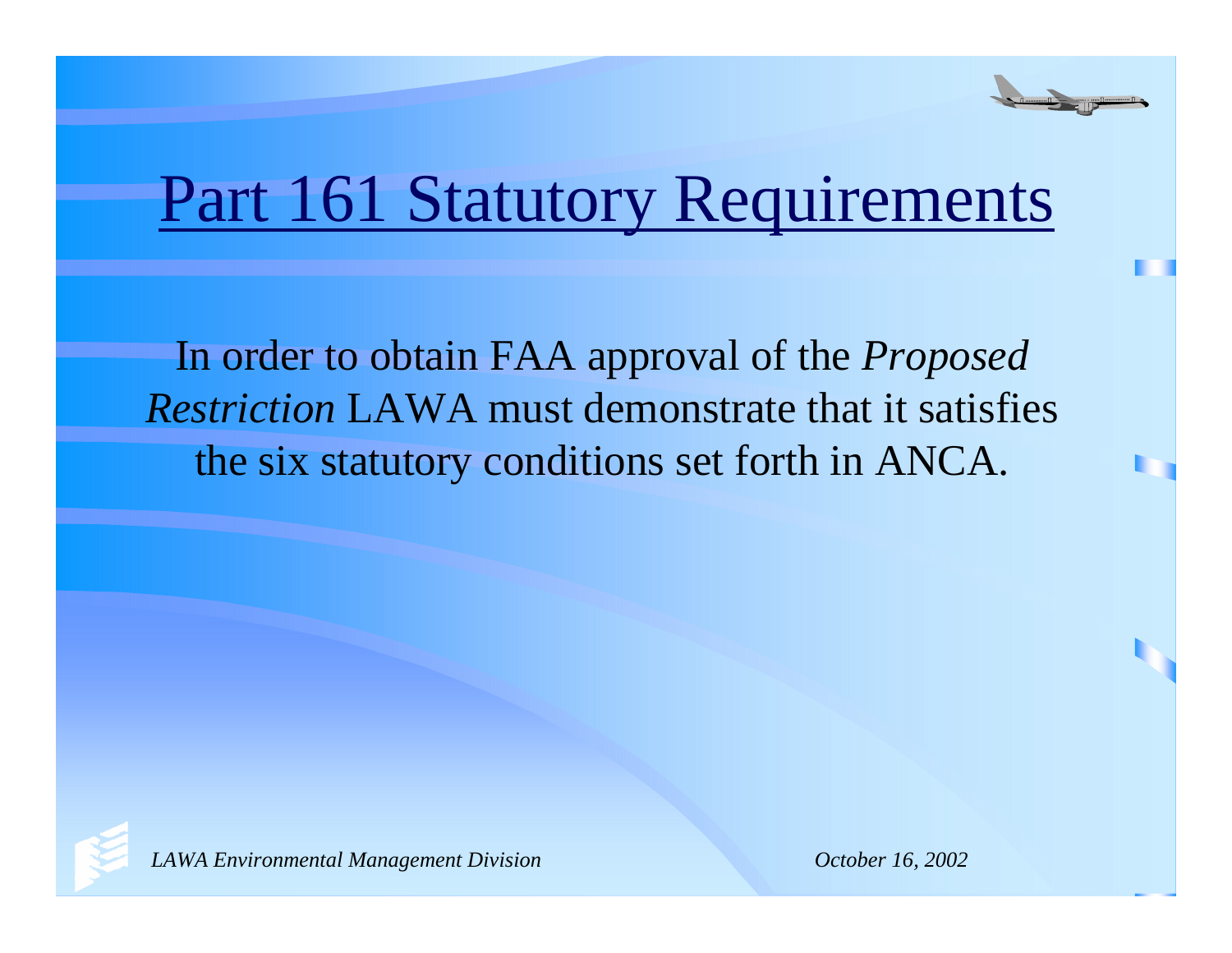# Part 161 Statutory Requirements

In order to obtain FAA approval of the *Proposed Restriction* LAWA must demonstrate that it satisfies the six statutory conditions set forth in ANCA.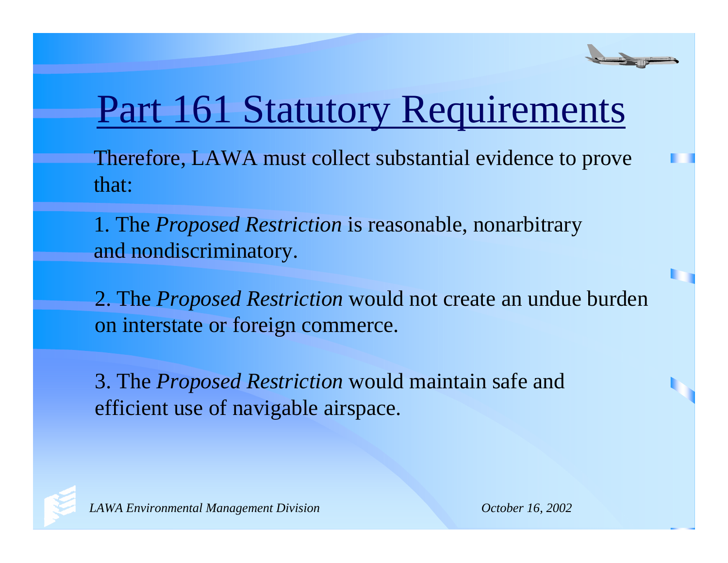# Part 161 Statutory Requirements

Therefore, LAWA must collect substantial evidence to prove that:

1. The *Proposed Restriction* is reasonable, nonarbitrary and nondiscriminatory.

2. The *Proposed Restriction* would not create an undue burden on interstate or foreign commerce.

3. The *Proposed Restriction* would maintain safe and efficient use of navigable airspace.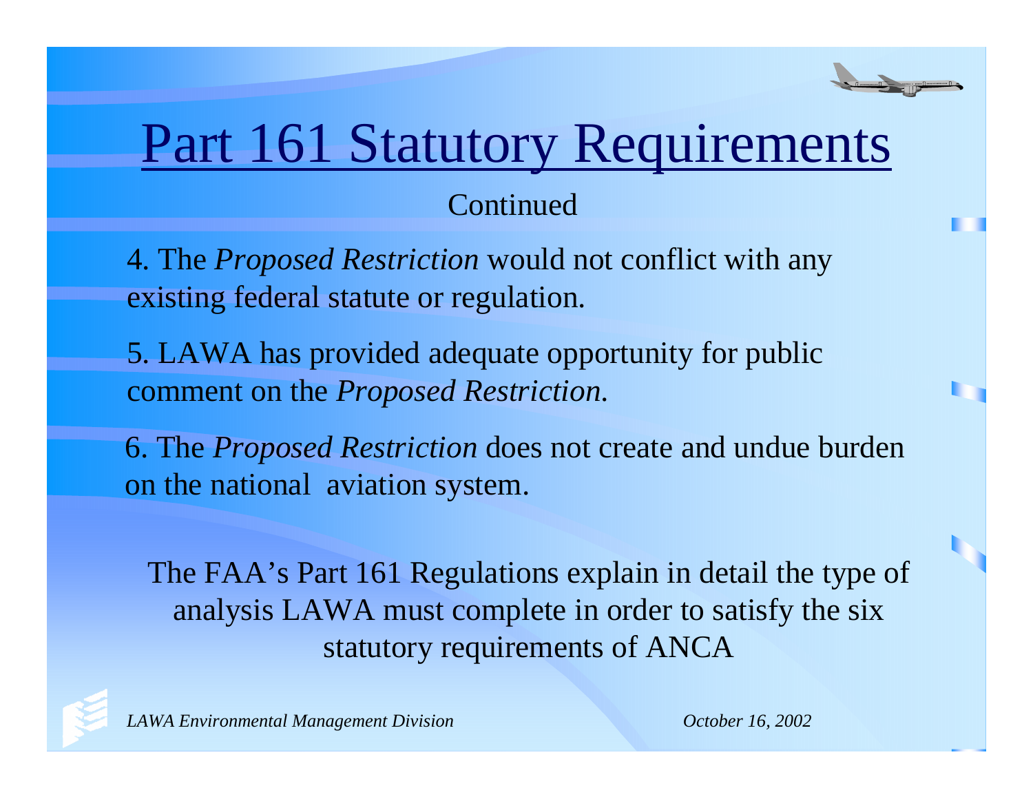# Part 161 Statutory Requirements

Continued

4. The *Proposed Restriction* would not conflict with any existing federal statute or regulation.

5. LAWA has provided adequate opportunity for public comment on the *Proposed Restriction.*

6. The *Proposed Restriction* does not create and undue burden on the national aviation system.

The FAA's Part 161 Regulations explain in detail the type of analysis LAWA must complete in order to satisfy the six statutory requirements of ANCA

*LAWA Environmental Management Division* *October 16, 2002*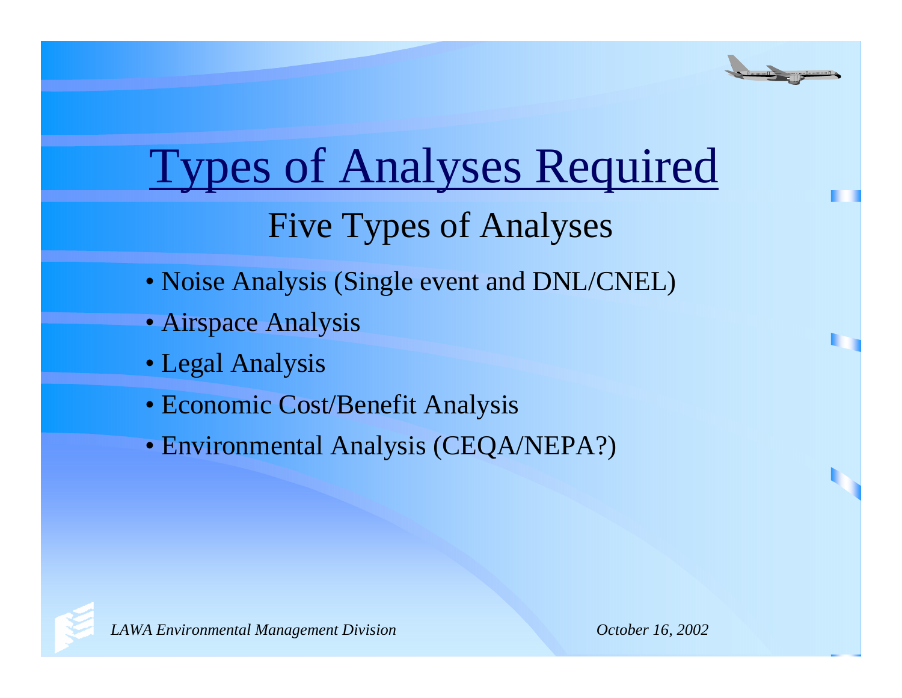# Types of Analyses Required

## Five Types of Analyses

- Noise Analysis (Single event and DNL/CNEL)
- Airspace Analysis
- Legal Analysis
- Economic Cost/Benefit Analysis
- Environmental Analysis (CEQA/NEPA?)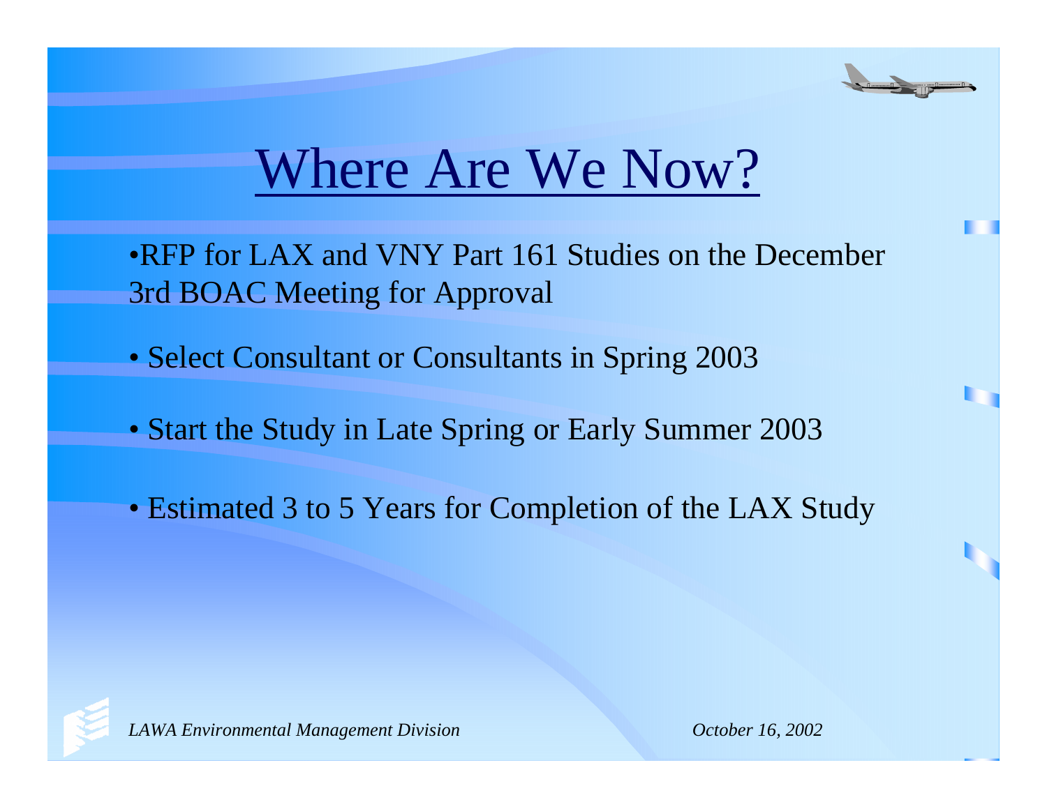# Where Are We Now?

- RFP for LAX and VNY Part 161 Studies on the December 3rd BOAC Meeting for Approval
- Select Consultant or Consultants in Spring 2003
- Start the Study in Late Spring or Early Summer 2003
- Estimated 3 to 5 Years for Completion of the LAX Study

*LAWA Environmental Management Division*

*October 16, 2002*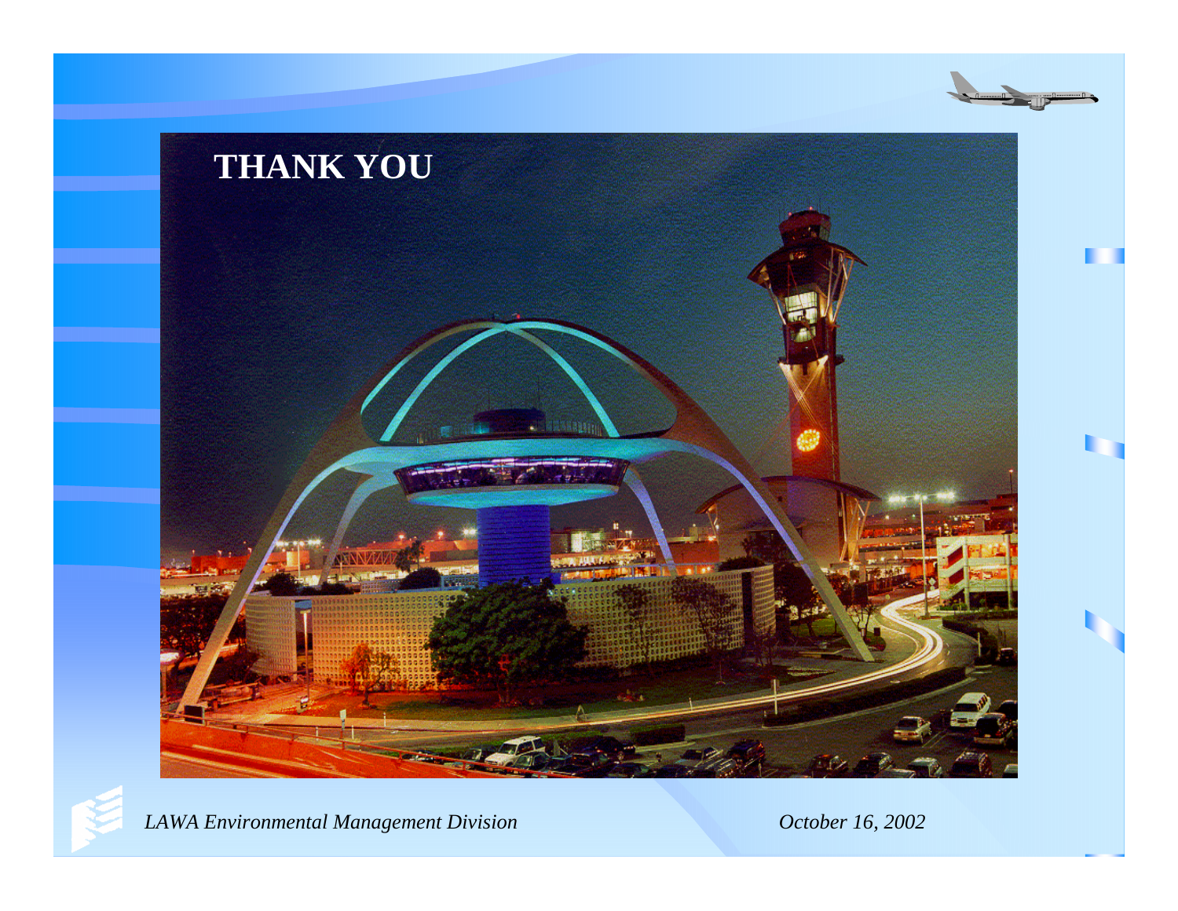# THANK YOU

*LAWA Environmental Management Division*

*October 16, 2002*